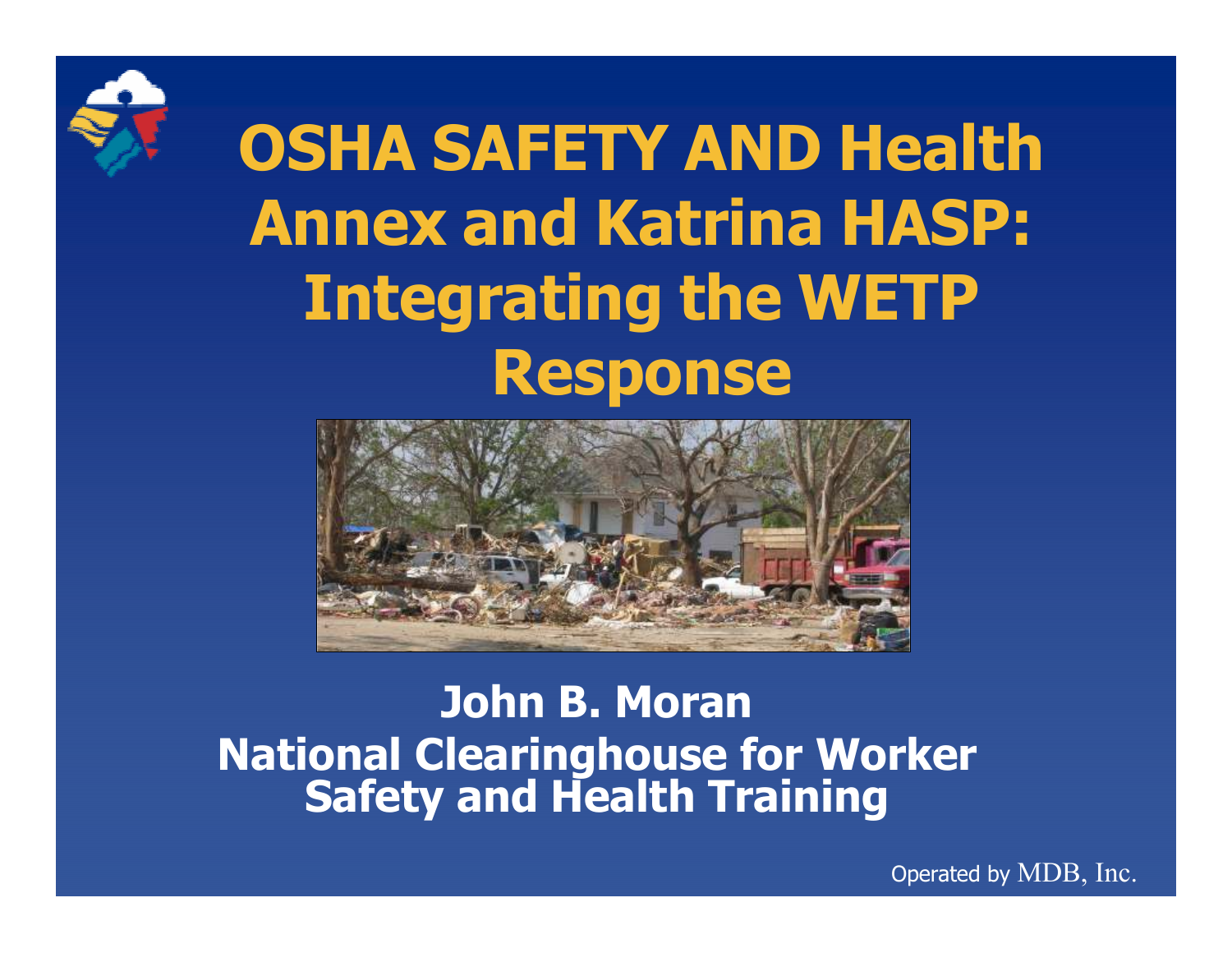# OSHA SAFETY AND Health Annex and Katrina HASP: Integrating the WETP Response

**John B. Moran**
**National Clearinghouse for Worker Safety and Health Training**

Operated by MDB, Inc.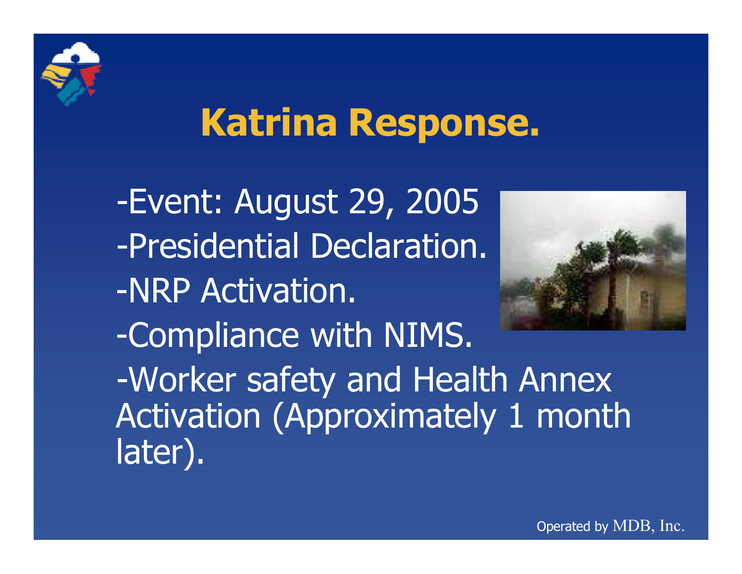# Katrina Response.

-Event: August 29, 2005

-Presidential Declaration.

-NRP Activation.

-Compliance with NIMS.

-Worker safety and Health Annex Activation (Approximately 1 month later).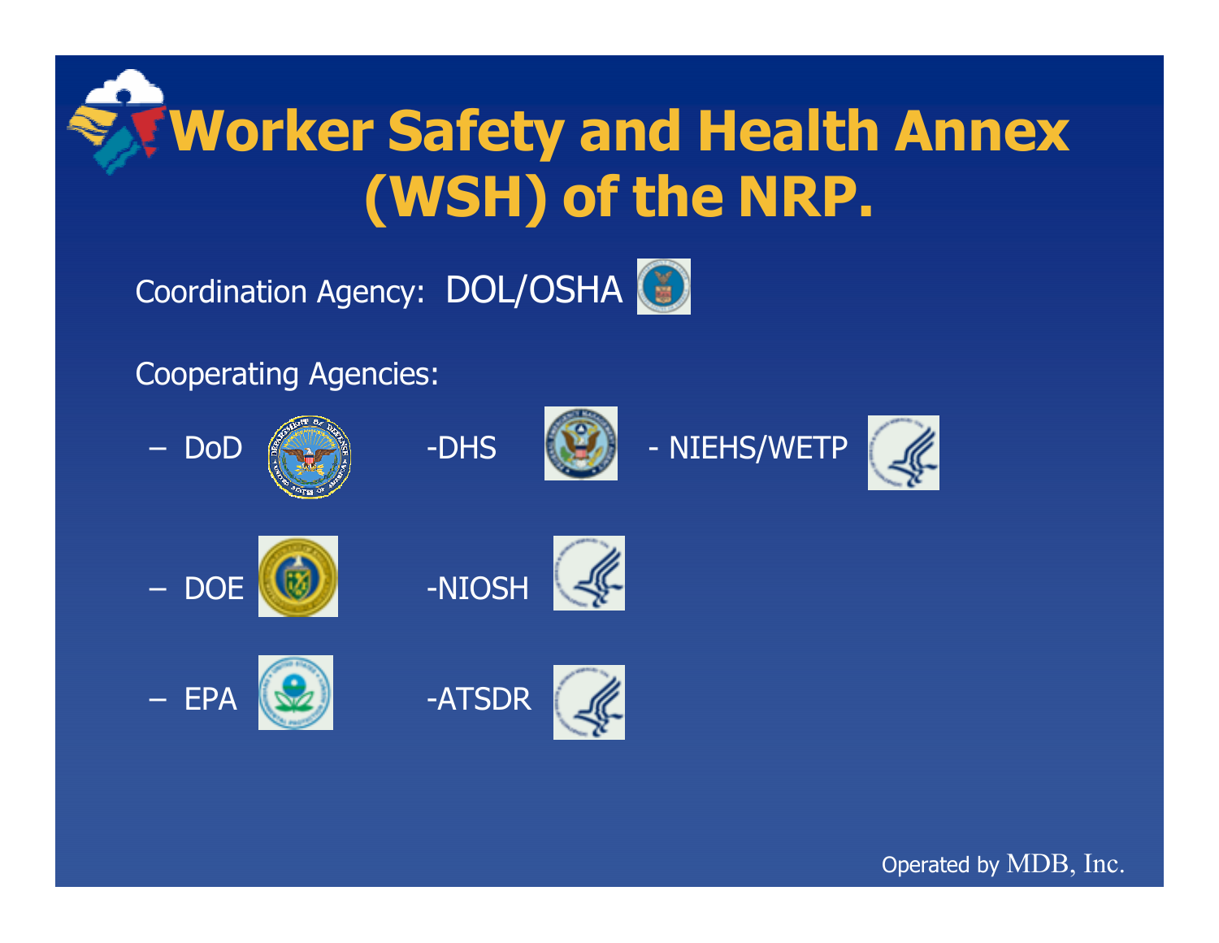# Worker Safety and Health Annex (WSH) of the NRP.

Coordination Agency: DOL/OSHA

Cooperating Agencies:

- DoD
- DOE
- EPA
- DHS
- NIOSH
- ATSDR
- NIEHS/WETP

Operated by MDB, Inc.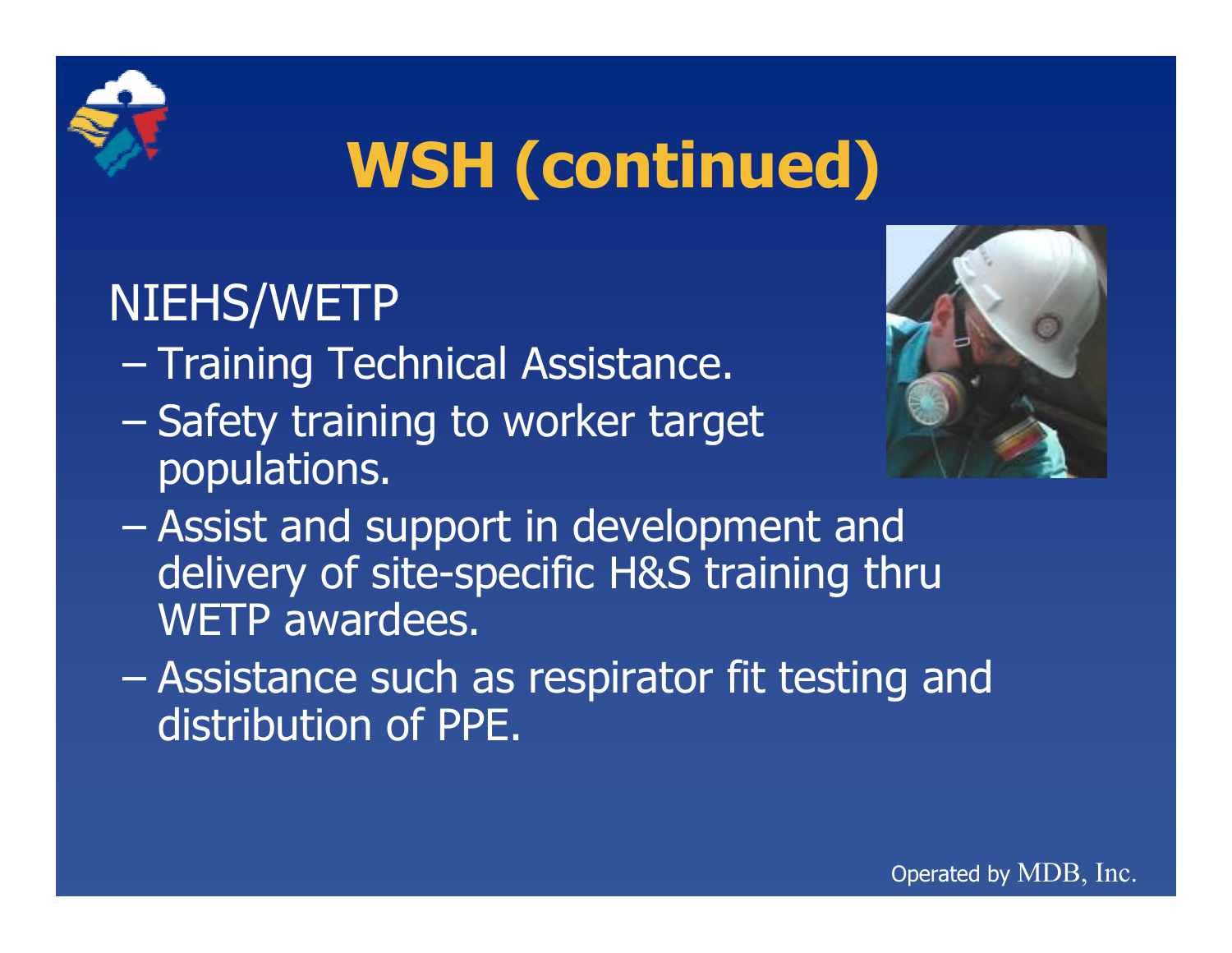# WSH (continued)

NIEHS/WETP

- Training Technical Assistance.
- Safety training to worker target populations.
- Assist and support in development and delivery of site-specific H&S training thru WETP awardees.
- Assistance such as respirator fit testing and distribution of PPE.

Operated by MDB, Inc.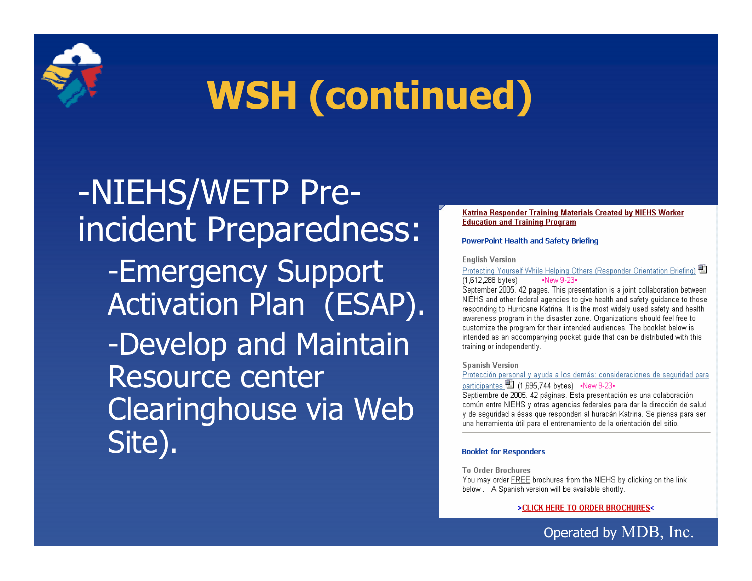# WSH (continued)

- NIEHS/WETP Pre-incident Preparedness:
  - Emergency Support Activation Plan (ESAP).
  - Develop and Maintain Resource center Clearinghouse via Web Site).

**Katrina Responder Training Materials Created by NIEHS Worker Education and Training Program**

**PowerPoint Health and Safety Briefing**

**English Version**

Protecting Yourself While Helping Others (Responder Orientation Briefing) (1,612,288 bytes) •New 9-23•

September 2005. 42 pages. This presentation is a joint collaboration between NIEHS and other federal agencies to give health and safety guidance to those responding to Hurricane Katrina. It is the most widely used safety and health awareness program in the disaster zone. Organizations should feel free to customize the program for their intended audiences. The booklet below is intended as an accompanying pocket guide that can be distributed with this training or independently.

**Spanish Version**

Protección personal y ayuda a los demás: consideraciones de seguridad para participantes (1,695,744 bytes) •New 9-23•

Septiembre de 2005. 42 páginas. Esta presentación es una colaboración común entre NIEHS y otras agencias federales para dar la dirección de salud y de seguridad a ésas que responden al huracán Katrina. Se piensa para ser una herramienta útil para el entrenamiento de la orientación del sitio.

**Booklet for Responders**

**To Order Brochures**

You may order FREE brochures from the NIEHS by clicking on the link below. A Spanish version will be available shortly.

>CLICK HERE TO ORDER BROCHURES<

Operated by MDB, Inc.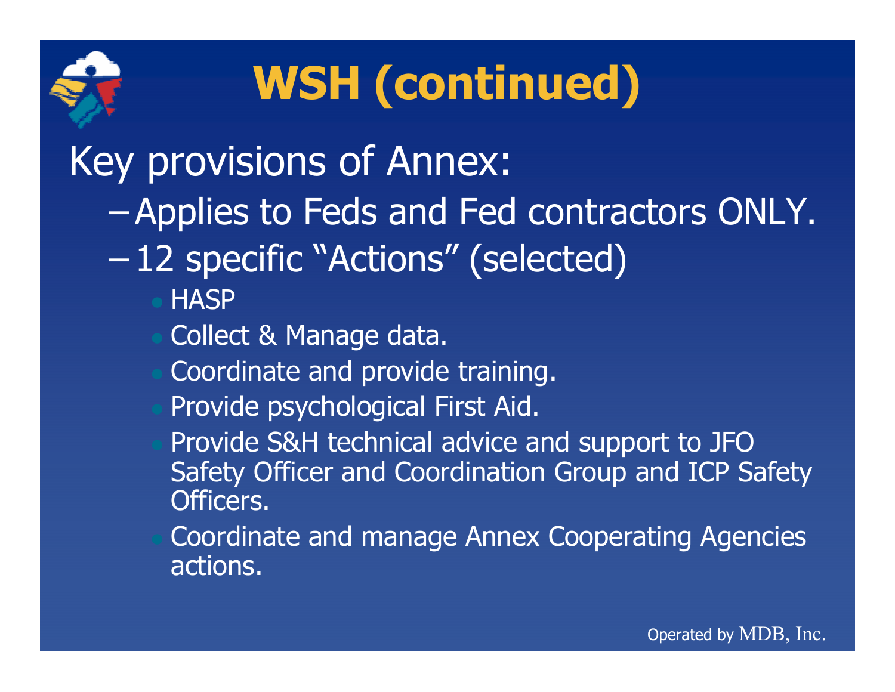# WSH (continued)

Key provisions of Annex:

- Applies to Feds and Fed contractors ONLY.
- 12 specific "Actions" (selected)
  - HASP
  - Collect & Manage data.
  - Coordinate and provide training.
  - Provide psychological First Aid.
  - Provide S&H technical advice and support to JFO Safety Officer and Coordination Group and ICP Safety Officers.
  - Coordinate and manage Annex Cooperating Agencies actions.

Operated by MDB, Inc.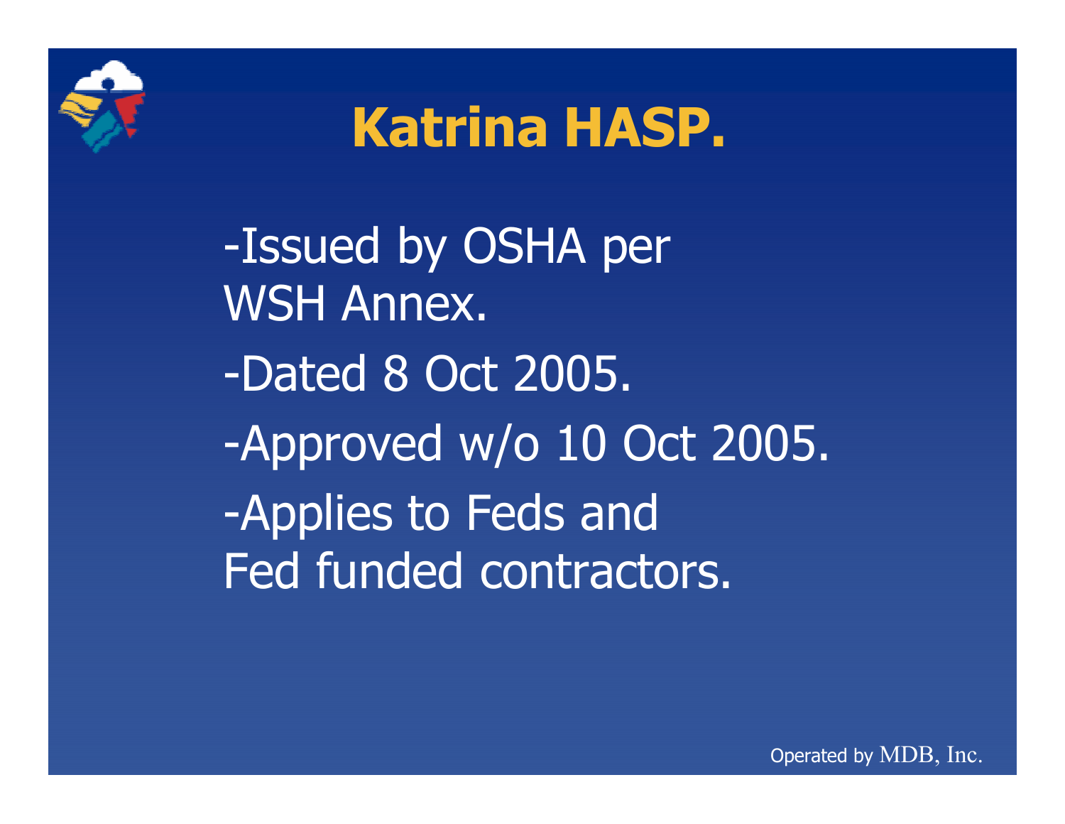# Katrina HASP.

-Issued by OSHA per WSH Annex.

-Dated 8 Oct 2005.

-Approved w/o 10 Oct 2005.

-Applies to Feds and Fed funded contractors.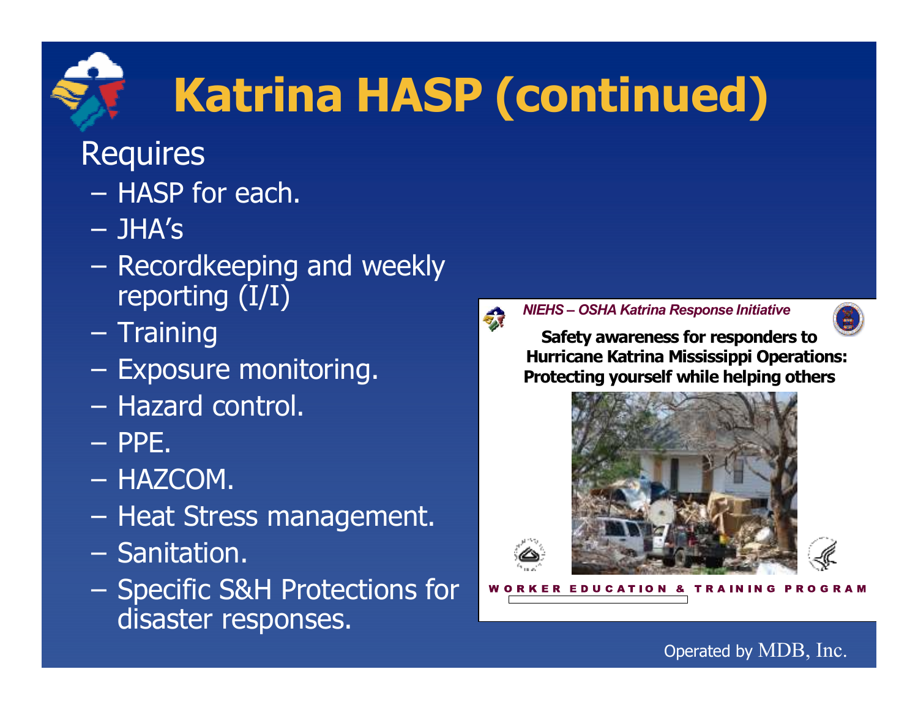# Katrina HASP (continued)

Requires

- HASP for each.
- JHA's
- Recordkeeping and weekly reporting (I/I)
- Training
- Exposure monitoring.
- Hazard control.
- PPE.
- HAZCOM.
- Heat Stress management.
- Sanitation.
- Specific S&H Protections for disaster responses.

*NIEHS – OSHA Katrina Response Initiative*

**Safety awareness for responders to Hurricane Katrina Mississippi Operations: Protecting yourself while helping others**

WORKER EDUCATION & TRAINING PROGRAM

Operated by MDB, Inc.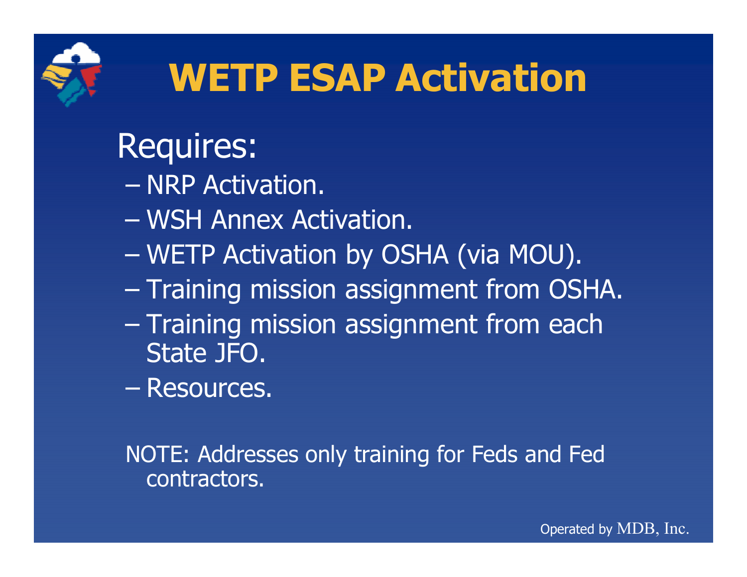# WETP ESAP Activation

Requires:

- NRP Activation.
- WSH Annex Activation.
- WETP Activation by OSHA (via MOU).
- Training mission assignment from OSHA.
- Training mission assignment from each State JFO.
- Resources.

NOTE: Addresses only training for Feds and Fed contractors.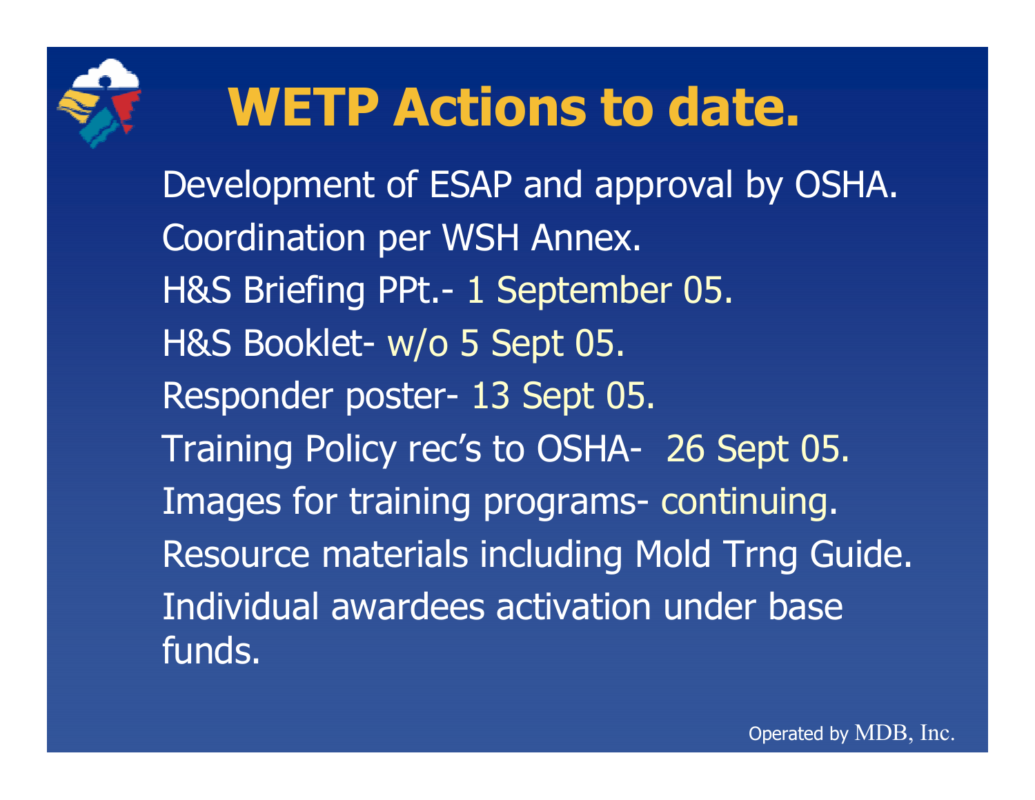# WETP Actions to date.

- Development of ESAP and approval by OSHA.
- Coordination per WSH Annex.
- H&S Briefing PPt.- 1 September 05.
- H&S Booklet- w/o 5 Sept 05.
- Responder poster- 13 Sept 05.
- Training Policy rec's to OSHA- 26 Sept 05.
- Images for training programs- continuing.
- Resource materials including Mold Trng Guide.
- Individual awardees activation under base funds.

Operated by MDB, Inc.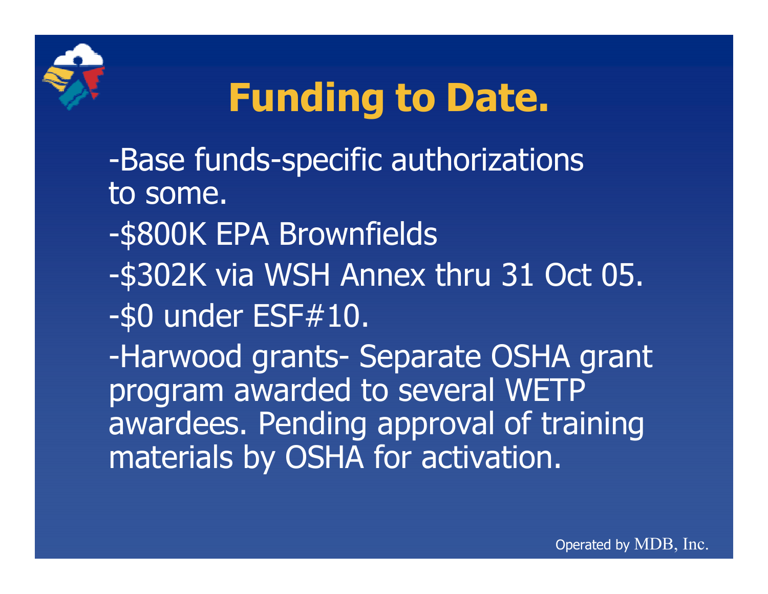# Funding to Date.

-Base funds-specific authorizations to some.

-$800K EPA Brownfields

-$302K via WSH Annex thru 31 Oct 05.

-$0 under ESF#10.

-Harwood grants- Separate OSHA grant program awarded to several WETP awardees. Pending approval of training materials by OSHA for activation.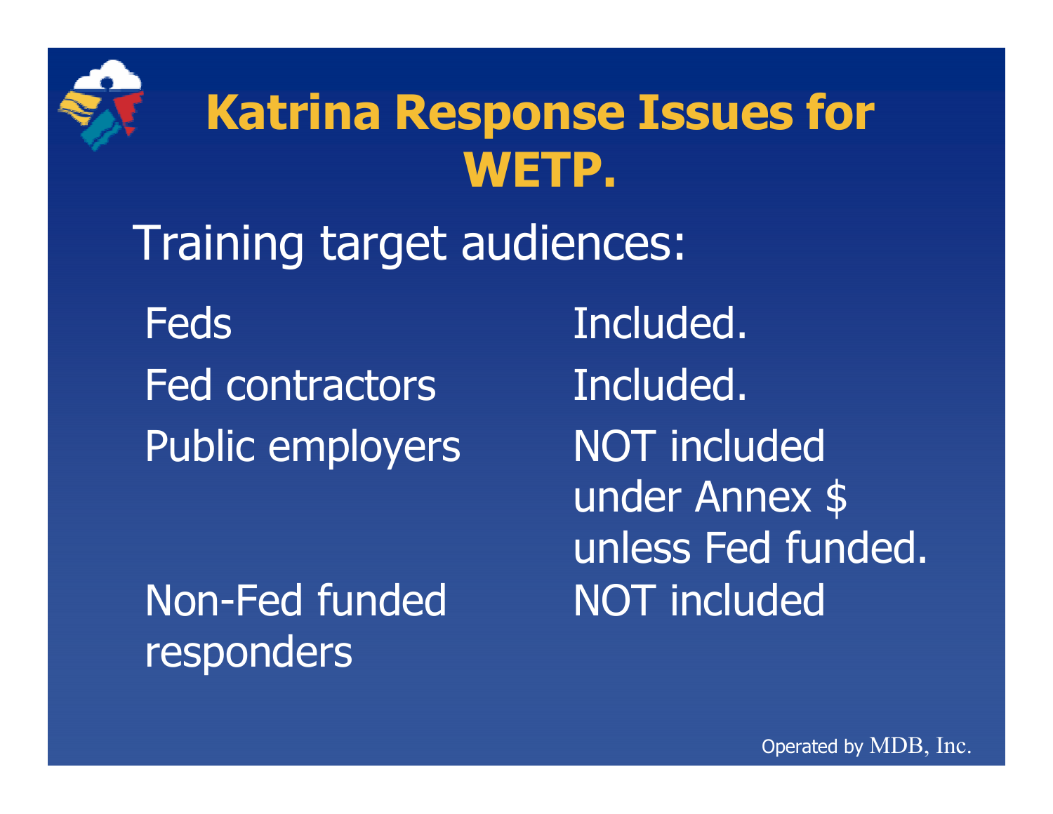# Katrina Response Issues for WETP.

Training target audiences:

| | |
|---|---|
| Feds | Included. |
| Fed contractors | Included. |
| Public employers | NOT included under Annex $ unless Fed funded. |
| Non-Fed funded responders | NOT included |

Operated by MDB, Inc.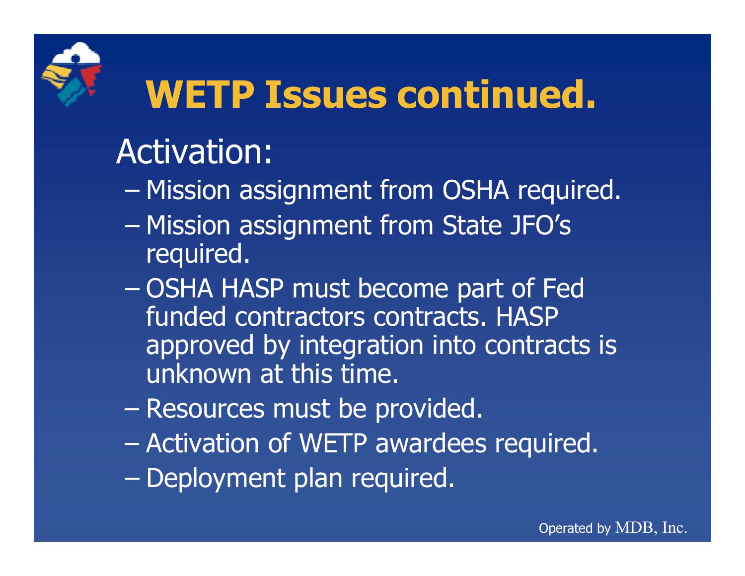# WETP Issues continued.

Activation:

- Mission assignment from OSHA required.
- Mission assignment from State JFO's required.
- OSHA HASP must become part of Fed funded contractors contracts. HASP approved by integration into contracts is unknown at this time.
- Resources must be provided.
- Activation of WETP awardees required.
- Deployment plan required.

Operated by MDB, Inc.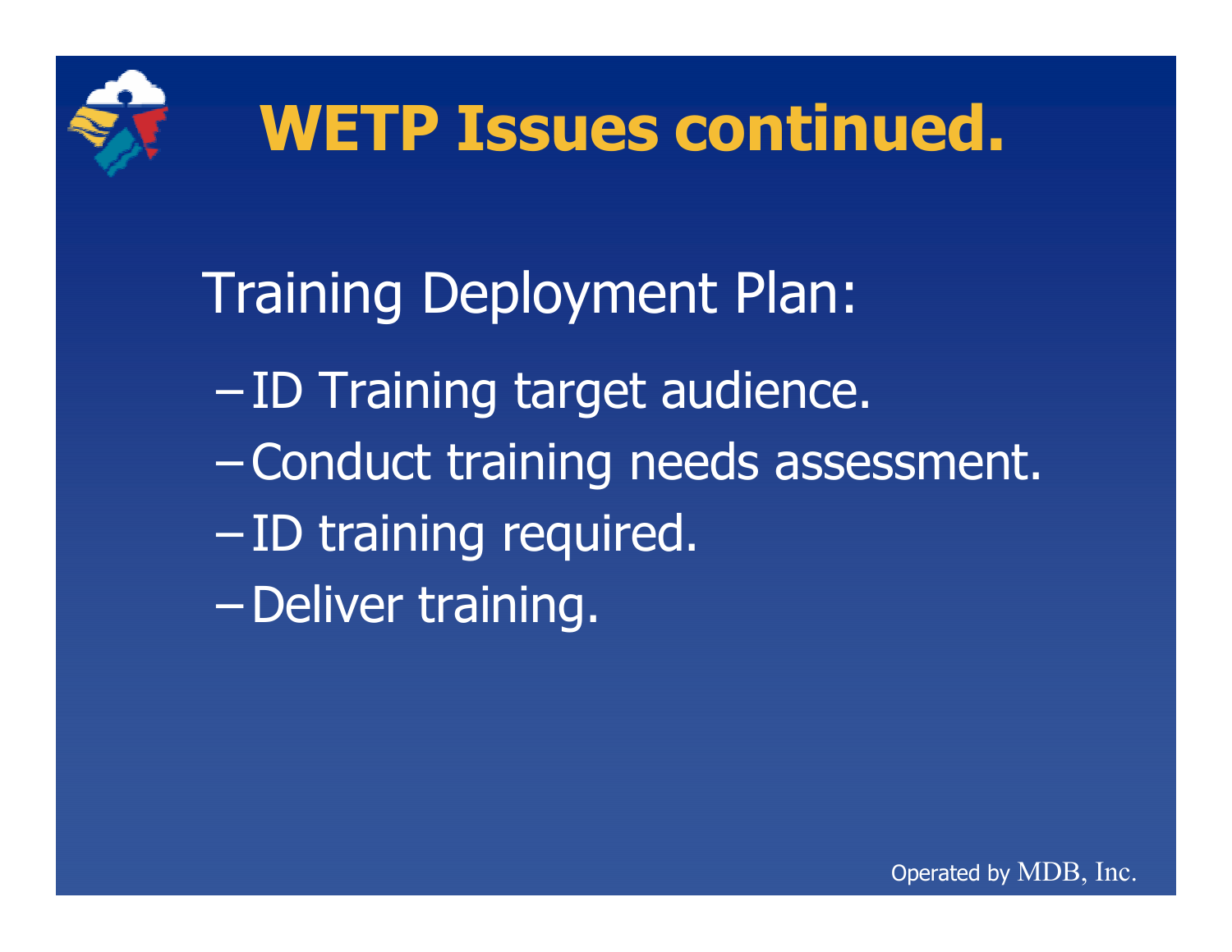# WETP Issues continued.

Training Deployment Plan:

- ID Training target audience.
- Conduct training needs assessment.
- ID training required.
- Deliver training.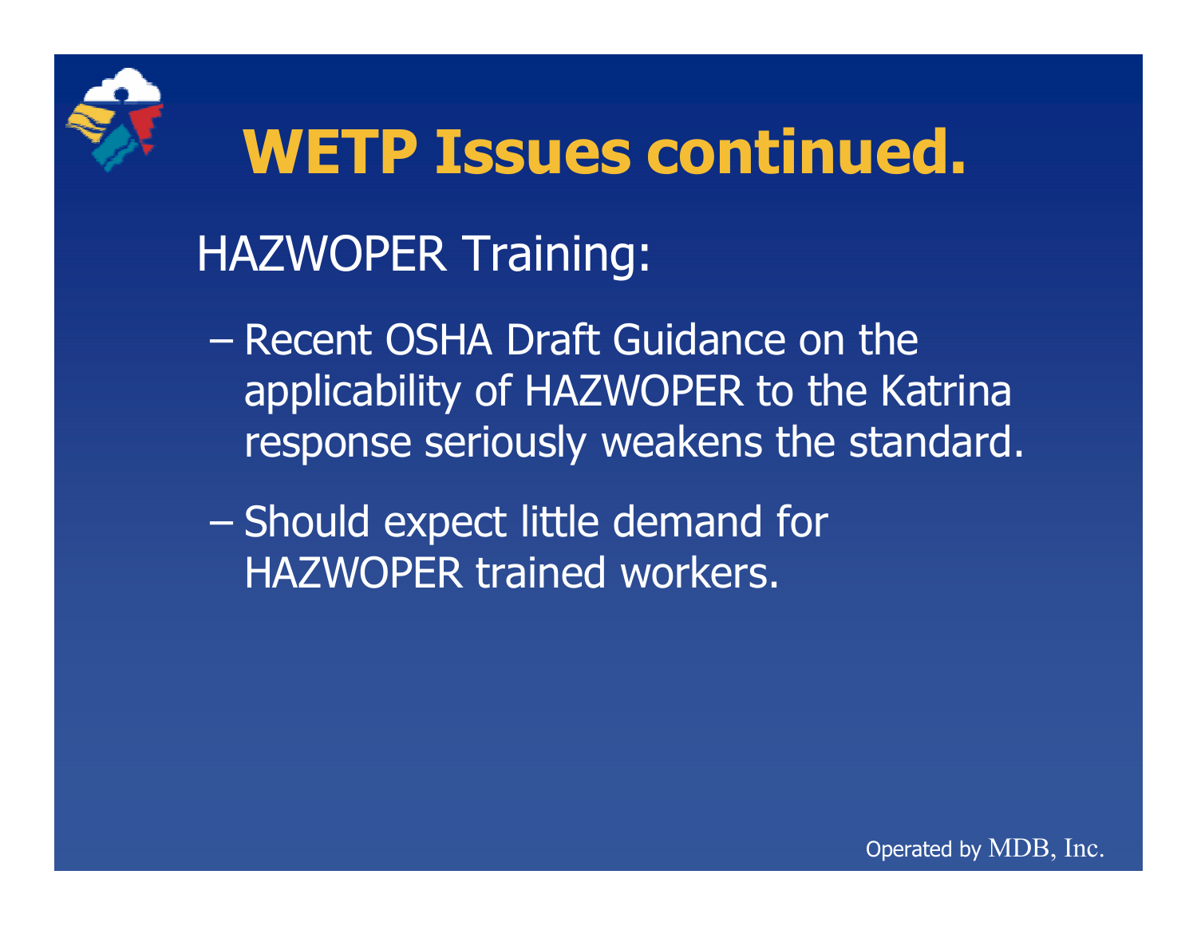# WETP Issues continued.

HAZWOPER Training:

- Recent OSHA Draft Guidance on the applicability of HAZWOPER to the Katrina response seriously weakens the standard.
- Should expect little demand for HAZWOPER trained workers.

Operated by MDB, Inc.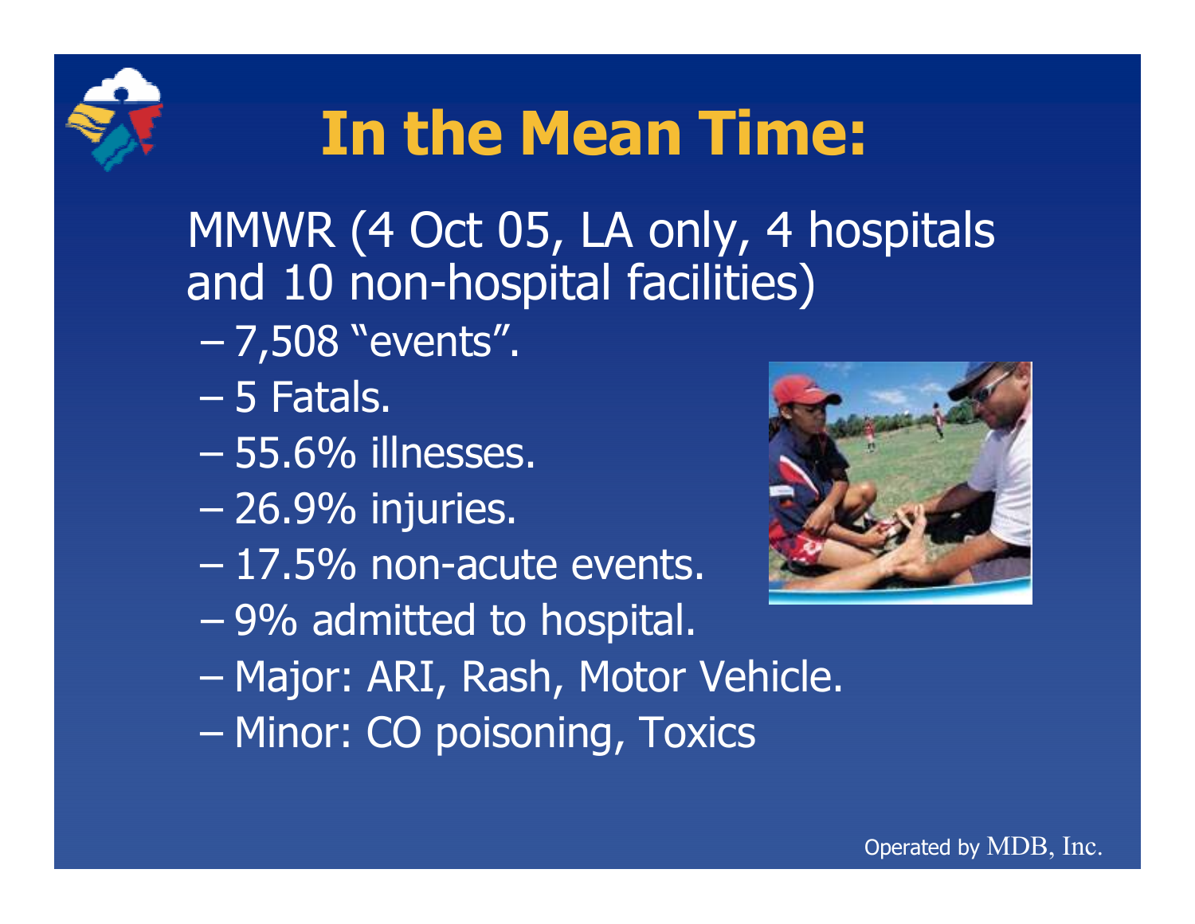# In the Mean Time:

MMWR (4 Oct 05, LA only, 4 hospitals and 10 non-hospital facilities)

- 7,508 “events”.
- 5 Fatals.
- 55.6% illnesses.
- 26.9% injuries.
- 17.5% non-acute events.
- 9% admitted to hospital.
- Major: ARI, Rash, Motor Vehicle.
- Minor: CO poisoning, Toxics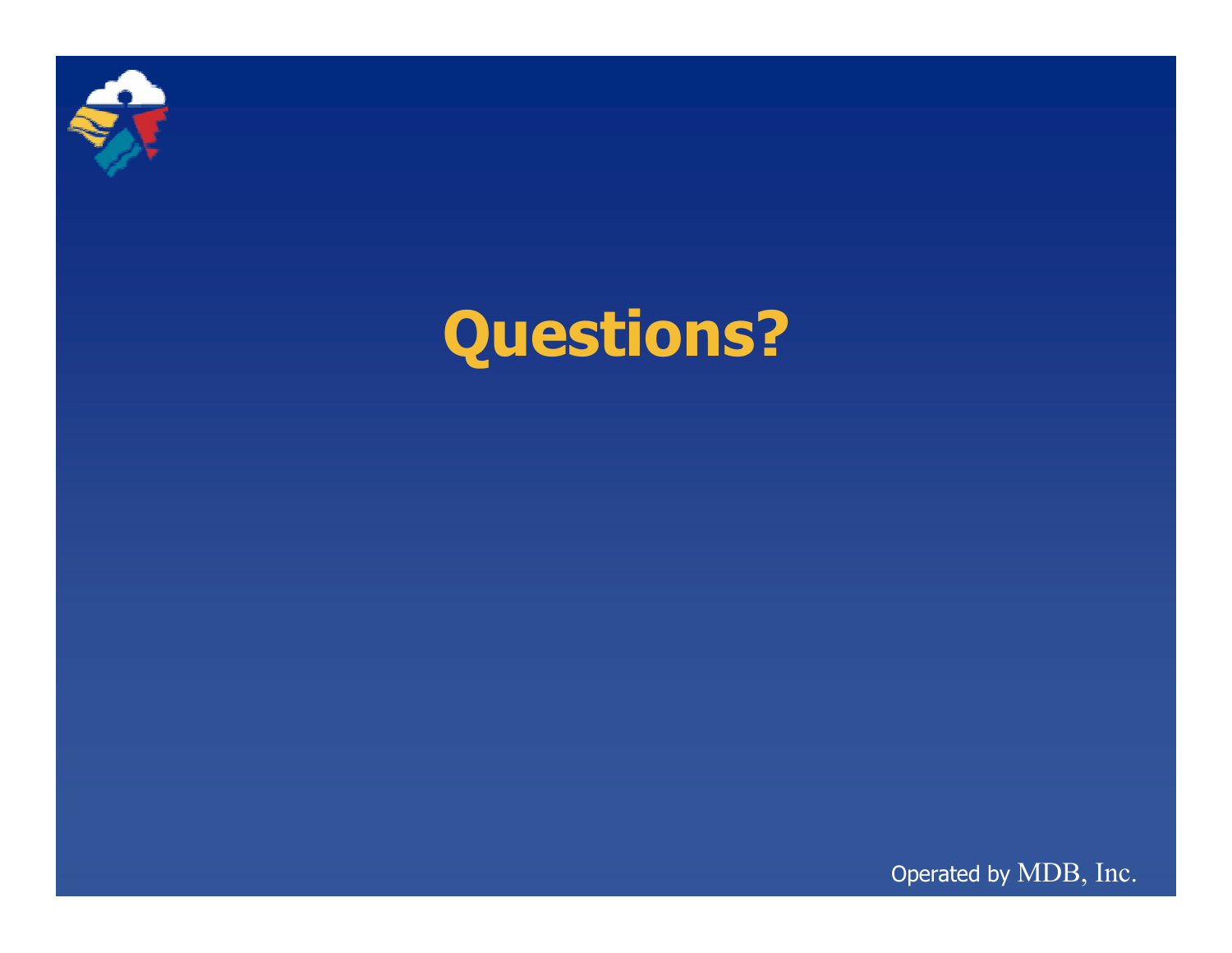# Questions?

Operated by MDB, Inc.